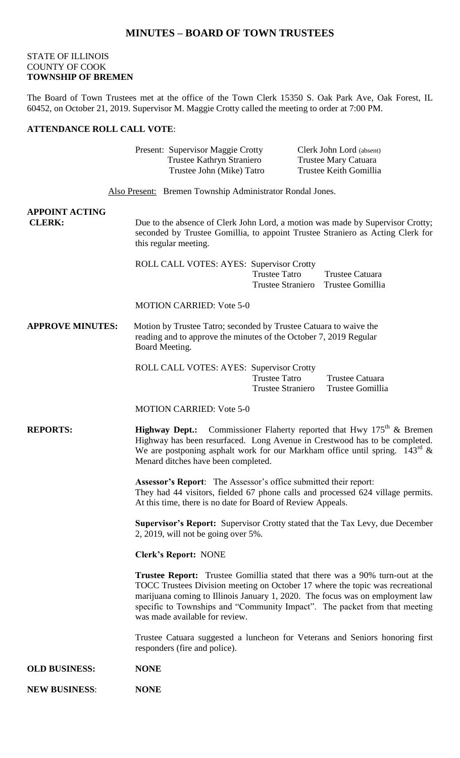# MINUTES – BOARD OF TOWN TRUSTEES

STATE OF ILLINOIS
COUNTY OF COOK
**TOWNSHIP OF BREMEN**

The Board of Town Trustees met at the office of the Town Clerk 15350 S. Oak Park Ave, Oak Forest, IL 60452, on October 21, 2019. Supervisor M. Maggie Crotty called the meeting to order at 7:00 PM.

**ATTENDANCE ROLL CALL VOTE**:

| | |
|---|---|
| Present: Supervisor Maggie Crotty | Clerk John Lord (absent) |
| Trustee Kathryn Straniero | Trustee Mary Catuara |
| Trustee John (Mike) Tatro | Trustee Keith Gomillia |

Also Present: Bremen Township Administrator Rondal Jones.

**APPOINT ACTING CLERK:** Due to the absence of Clerk John Lord, a motion was made by Supervisor Crotty; seconded by Trustee Gomillia, to appoint Trustee Straniero as Acting Clerk for this regular meeting.

ROLL CALL VOTES: AYES: Supervisor Crotty
Trustee Tatro     Trustee Catuara
Trustee Straniero     Trustee Gomillia

MOTION CARRIED: Vote 5-0

**APPROVE MINUTES:** Motion by Trustee Tatro; seconded by Trustee Catuara to waive the reading and to approve the minutes of the October 7, 2019 Regular Board Meeting.

ROLL CALL VOTES: AYES: Supervisor Crotty
Trustee Tatro     Trustee Catuara
Trustee Straniero     Trustee Gomillia

MOTION CARRIED: Vote 5-0

**REPORTS:**

**Highway Dept.:** Commissioner Flaherty reported that Hwy 175th & Bremen Highway has been resurfaced. Long Avenue in Crestwood has to be completed. We are postponing asphalt work for our Markham office until spring. 143rd & Menard ditches have been completed.

**Assessor's Report**: The Assessor's office submitted their report:
They had 44 visitors, fielded 67 phone calls and processed 624 village permits. At this time, there is no date for Board of Review Appeals.

**Supervisor's Report:** Supervisor Crotty stated that the Tax Levy, due December 2, 2019, will not be going over 5%.

**Clerk's Report:** NONE

**Trustee Report:** Trustee Gomillia stated that there was a 90% turn-out at the TOCC Trustees Division meeting on October 17 where the topic was recreational marijuana coming to Illinois January 1, 2020. The focus was on employment law specific to Townships and "Community Impact". The packet from that meeting was made available for review.

Trustee Catuara suggested a luncheon for Veterans and Seniors honoring first responders (fire and police).

**OLD BUSINESS:** **NONE**

**NEW BUSINESS**: **NONE**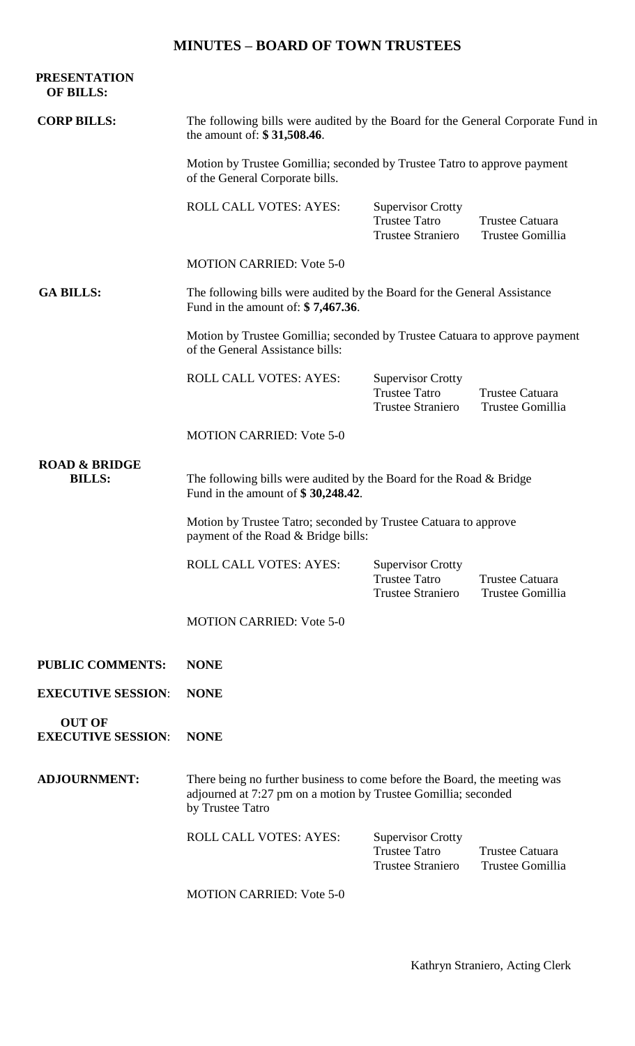# MINUTES – BOARD OF TOWN TRUSTEES

**PRESENTATION OF BILLS:**

**CORP BILLS:** The following bills were audited by the Board for the General Corporate Fund in the amount of: **$ 31,508.46**.

Motion by Trustee Gomillia; seconded by Trustee Tatro to approve payment of the General Corporate bills.

ROLL CALL VOTES: AYES: Supervisor Crotty, Trustee Tatro, Trustee Catuara, Trustee Straniero, Trustee Gomillia

MOTION CARRIED: Vote 5-0

**GA BILLS:** The following bills were audited by the Board for the General Assistance Fund in the amount of: **$ 7,467.36**.

Motion by Trustee Gomillia; seconded by Trustee Catuara to approve payment of the General Assistance bills:

ROLL CALL VOTES: AYES: Supervisor Crotty, Trustee Tatro, Trustee Catuara, Trustee Straniero, Trustee Gomillia

MOTION CARRIED: Vote 5-0

**ROAD & BRIDGE BILLS:** The following bills were audited by the Board for the Road & Bridge Fund in the amount of **$ 30,248.42**.

Motion by Trustee Tatro; seconded by Trustee Catuara to approve payment of the Road & Bridge bills:

ROLL CALL VOTES: AYES: Supervisor Crotty, Trustee Tatro, Trustee Catuara, Trustee Straniero, Trustee Gomillia

MOTION CARRIED: Vote 5-0

**PUBLIC COMMENTS:** **NONE**

**EXECUTIVE SESSION**: **NONE**

**OUT OF EXECUTIVE SESSION**: **NONE**

**ADJOURNMENT:** There being no further business to come before the Board, the meeting was adjourned at 7:27 pm on a motion by Trustee Gomillia; seconded by Trustee Tatro

ROLL CALL VOTES: AYES: Supervisor Crotty, Trustee Tatro, Trustee Catuara, Trustee Straniero, Trustee Gomillia

MOTION CARRIED: Vote 5-0

Kathryn Straniero, Acting Clerk